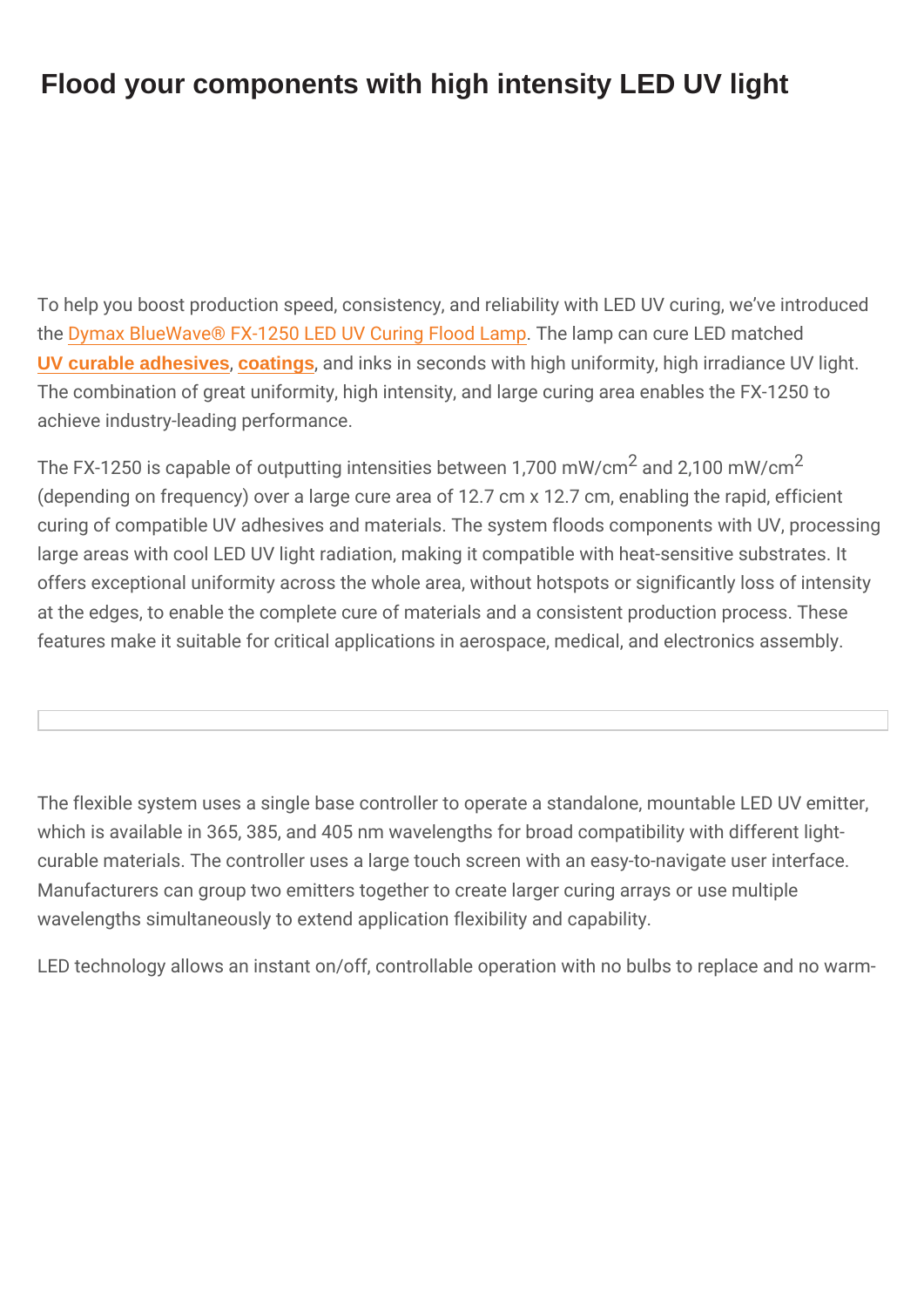# Flood your components with high intensity LED UV light

To help you boost production speed, consistency, and reliability with LED UV curing, we've introduced the Dymax BlueWave® FX-1250 LED UV Curing Flood Lamp. The lamp can cure LED matched **UV curable adhesives**, **coatings**, and inks in seconds with high uniformity, high irradiance UV light. The combination of great uniformity, high intensity, and large curing area enables the FX-1250 to achieve industry-leading performance.

The FX-1250 is capable of outputting intensities between 1,700 mW/cm$^2$ and 2,100 mW/cm$^2$ (depending on frequency) over a large cure area of 12.7 cm x 12.7 cm, enabling the rapid, efficient curing of compatible UV adhesives and materials. The system floods components with UV, processing large areas with cool LED UV light radiation, making it compatible with heat-sensitive substrates. It offers exceptional uniformity across the whole area, without hotspots or significantly loss of intensity at the edges, to enable the complete cure of materials and a consistent production process. These features make it suitable for critical applications in aerospace, medical, and electronics assembly.

The flexible system uses a single base controller to operate a standalone, mountable LED UV emitter, which is available in 365, 385, and 405 nm wavelengths for broad compatibility with different light-curable materials. The controller uses a large touch screen with an easy-to-navigate user interface. Manufacturers can group two emitters together to create larger curing arrays or use multiple wavelengths simultaneously to extend application flexibility and capability.

LED technology allows an instant on/off, controllable operation with no bulbs to replace and no warm-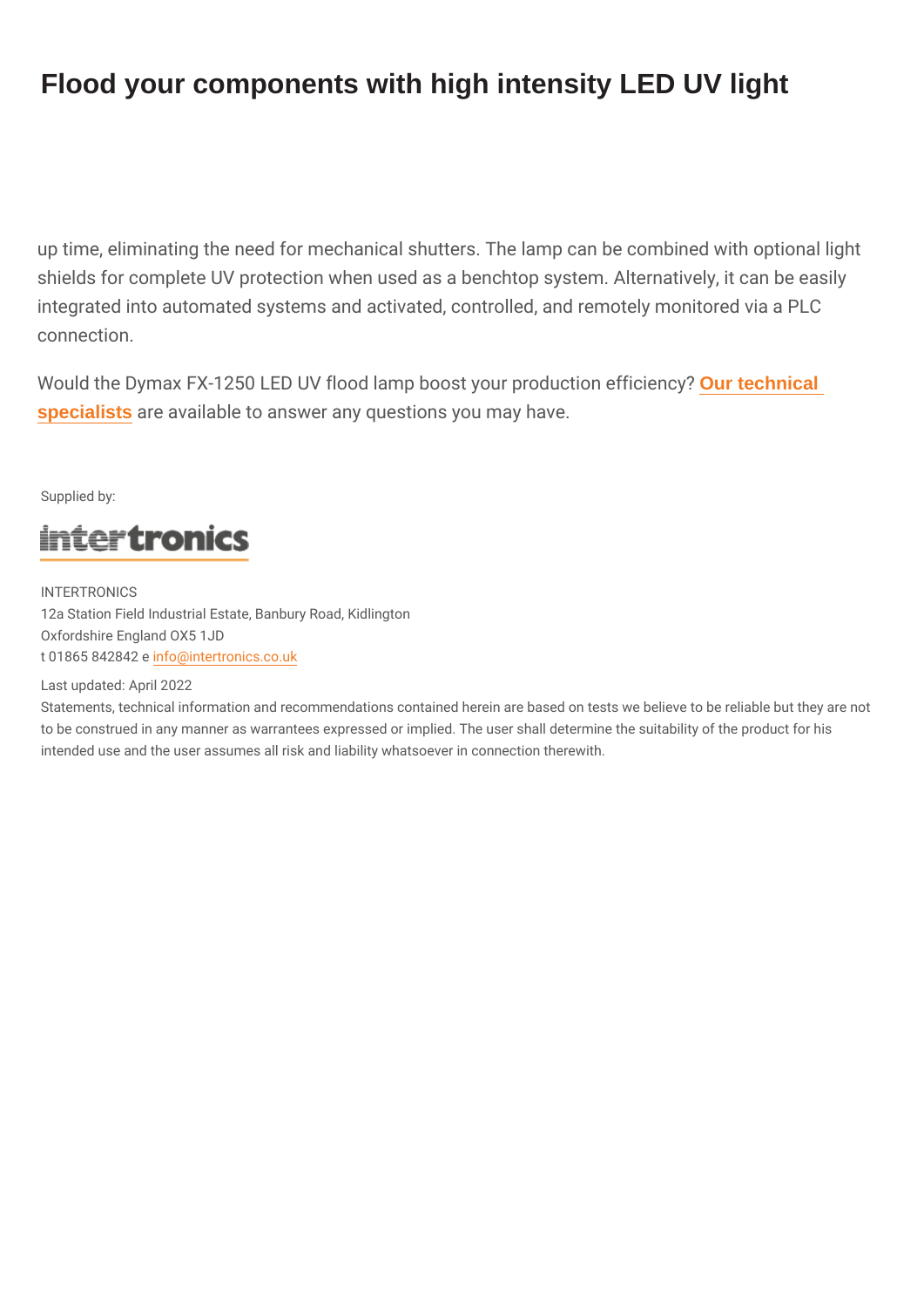# Flood your components with high intensity LED UV light

up time, eliminating the need for mechanical shutters. The lamp can be combined with optional light shields for complete UV protection when used as a benchtop system. Alternatively, it can be easily integrated into automated systems and activated, controlled, and remotely monitored via a PLC connection.

Would the Dymax FX-1250 LED UV flood lamp boost your production efficiency? **Our technical specialists** are available to answer any questions you may have.

Supplied by:

intertronics

INTERTRONICS
12a Station Field Industrial Estate, Banbury Road, Kidlington
Oxfordshire England OX5 1JD
t 01865 842842 e info@intertronics.co.uk

Last updated: April 2022
Statements, technical information and recommendations contained herein are based on tests we believe to be reliable but they are not to be construed in any manner as warrantees expressed or implied. The user shall determine the suitability of the product for his intended use and the user assumes all risk and liability whatsoever in connection therewith.